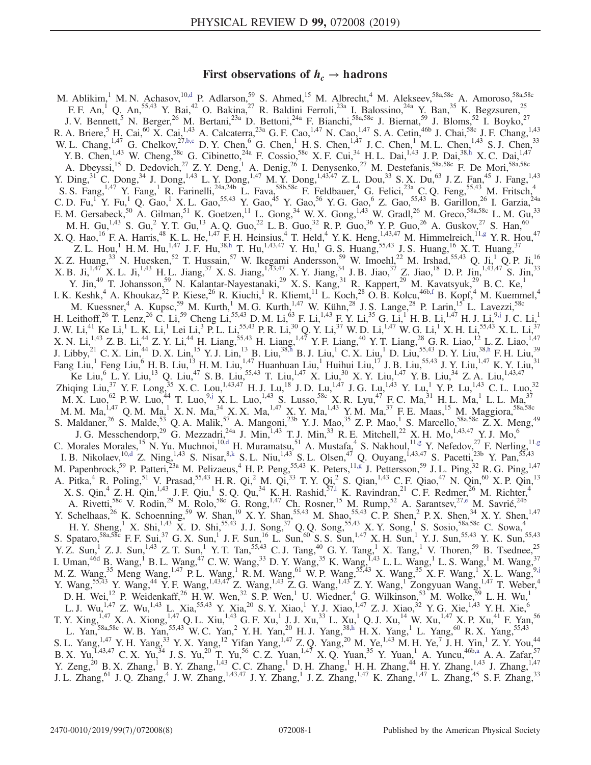# First observations of $h_c \to$ hadrons

M. Ablikim,[1] M. N. Achasov,[10,d] P. Adlarson,[59] S. Ahmed,[15] M. Albrecht,[4] M. Alekseev,[58a,58c] A. Amoroso,[58a,58c] F. F. An,[1] Q. An,[55,43] Y. Bai,[42] O. Bakina,[27] R. Baldini Ferroli,[23a] I. Balossino,[24a] Y. Ban,[35] K. Begzsuren,[25] J. V. Bennett,[5] N. Berger,[26] M. Bertani,[23a] D. Bettoni,[24a] F. Bianchi,[58a,58c] J. Biernat,[59] J. Bloms,[52] I. Boyko,[27] R. A. Briere,[5] H. Cai,[60] X. Cai,[1,43] A. Calcaterra,[23a] G. F. Cao,[1,47] N. Cao,[1,47] S. A. Cetin,[46b] J. Chai,[58c] J. F. Chang,[1,43] W. L. Chang,[1,47] G. Chelkov,[27,b,c] D. Y. Chen,[6] G. Chen,[1] H. S. Chen,[1,47] J. C. Chen,[1] M. L. Chen,[1,43] S. J. Chen,[33] Y. B. Chen,[1,43] W. Cheng,[58c] G. Cibinetto,[24a] F. Cossio,[58c] X. F. Cui,[34] H. L. Dai,[1,43] J. P. Dai,[38,h] X. C. Dai,[1,47] A. Dbeyssi,[15] D. Dedovich,[27] Z. Y. Deng,[1] A. Denig,[26] I. Denysenko,[27] M. Destefanis,[58a,58c] F. De Mori,[58a,58c] Y. Ding,[31] C. Dong,[34] J. Dong,[1,43] L. Y. Dong,[1,47] M. Y. Dong,[1,43,47] Z. L. Dou,[33] S. X. Du,[63] J. Z. Fan,[45] J. Fang,[1,43] S. S. Fang,[1,47] Y. Fang,[1] R. Farinelli,[24a,24b] L. Fava,[58b,58c] F. Feldbauer,[4] G. Felici,[23a] C. Q. Feng,[55,43] M. Fritsch,[4] C. D. Fu,[1] Y. Fu,[1] Q. Gao,[1] X. L. Gao,[55,43] Y. Gao,[45] Y. Gao,[56] Y. G. Gao,[6] Z. Gao,[55,43] B. Garillon,[26] I. Garzia,[24a] E. M. Gersabeck,[50] A. Gilman,[51] K. Goetzen,[11] L. Gong,[34] W. X. Gong,[1,43] W. Gradl,[26] M. Greco,[58a,58c] L. M. Gu,[33] M. H. Gu,[1,43] S. Gu,[2] Y. T. Gu,[13] A. Q. Guo,[22] L. B. Guo,[32] R. P. Guo,[36] Y. P. Guo,[26] A. Guskov,[27] S. Han,[60] X. Q. Hao,[16] F. A. Harris,[48] K. L. He,[1,47] F. H. Heinsius,[4] T. Held,[4] Y. K. Heng,[1,43,47] M. Himmelreich,[11,g] Y. R. Hou,[47] Z. L. Hou,[1] H. M. Hu,[1,47] J. F. Hu,[38,h] T. Hu,[1,43,47] Y. Hu,[1] G. S. Huang,[55,43] J. S. Huang,[16] X. T. Huang,[37] X. Z. Huang,[33] N. Huesken,[52] T. Hussain,[57] W. Ikegami Andersson,[59] W. Imoehl,[22] M. Irshad,[55,43] Q. Ji,[1] Q. P. Ji,[16] X. B. Ji,[1,47] X. L. Ji,[1,43] H. L. Jiang,[37] X. S. Jiang,[1,43,47] X. Y. Jiang,[34] J. B. Jiao,[37] Z. Jiao,[18] D. P. Jin,[1,43,47] S. Jin,[33] Y. Jin,[49] T. Johansson,[59] N. Kalantar-Nayestanaki,[29] X. S. Kang,[31] R. Kappert,[29] M. Kavatsyuk,[29] B. C. Ke,[1] I. K. Keshk,[4] A. Khoukaz,[52] P. Kiese,[26] R. Kiuchi,[1] R. Kliemt,[11] L. Koch,[28] O. B. Kolcu,[46b,f] B. Kopf,[4] M. Kuemmel,[4] M. Kuessner,[4] A. Kupsc,[59] M. Kurth,[1] M. G. Kurth,[1,47] W. Kühn,[28] J. S. Lange,[28] P. Larin,[15] L. Lavezzi,[58c] H. Leithoff,[26] T. Lenz,[26] C. Li,[59] Cheng Li,[55,43] D. M. Li,[63] F. Li,[1,43] F. Y. Li,[35] G. Li,[1] H. B. Li,[1,47] H. J. Li,[9,j] J. C. Li,[1] J. W. Li,[41] Ke Li,[1] L. K. Li,[1] Lei Li,[3] P. L. Li,[55,43] P. R. Li,[30] Q. Y. Li,[37] W. D. Li,[1,47] W. G. Li,[1] X. H. Li,[55,43] X. L. Li,[37] X. N. Li,[1,43] Z. B. Li,[44] Z. Y. Li,[44] H. Liang,[55,43] H. Liang,[1,47] Y. F. Liang,[40] Y. T. Liang,[28] G. R. Liao,[12] L. Z. Liao,[1,47] J. Libby,[21] C. X. Lin,[44] D. X. Lin,[15] Y. J. Lin,[13] B. Liu,[38,h] B. J. Liu,[1] C. X. Liu,[1] D. Liu,[55,43] D. Y. Liu,[38,h] F. H. Liu,[39] Fang Liu,[1] Feng Liu,[6] H. B. Liu,[13] H. M. Liu,[1,47] Huanhuan Liu,[1] Huihui Liu,[17] J. B. Liu,[55,43] J. Y. Liu,[1,47] K. Y. Liu,[31] Ke Liu,[6] L. Y. Liu,[13] Q. Liu,[47] S. B. Liu,[55,43] T. Liu,[1,47] X. Liu,[30] X. Y. Liu,[1,47] Y. B. Liu,[34] Z. A. Liu,[1,43,47] Zhiqing Liu,[37] Y. F. Long,[35] X. C. Lou,[1,43,47] H. J. Lu,[18] J. D. Lu,[1,47] J. G. Lu,[1,43] Y. Lu,[1] Y. P. Lu,[1,43] C. L. Luo,[32] M. X. Luo,[62] P. W. Luo,[44] T. Luo,[9,j] X. L. Luo,[1,43] S. Lusso,[58c] X. R. Lyu,[47] F. C. Ma,[31] H. L. Ma,[1] L. L. Ma,[37] M. M. Ma,[1,47] Q. M. Ma,[1] X. N. Ma,[34] X. X. Ma,[1,47] X. Y. Ma,[1,43] Y. M. Ma,[37] F. E. Maas,[15] M. Maggiora,[58a,58c] S. Maldaner,[26] S. Malde,[53] Q. A. Malik,[57] A. Mangoni,[23b] Y. J. Mao,[35] Z. P. Mao,[1] S. Marcello,[58a,58c] Z. X. Meng,[49] J. G. Messchendorp,[29] G. Mezzadri,[24a] J. Min,[1,43] T. J. Min,[33] R. E. Mitchell,[22] X. H. Mo,[1,43,47] Y. J. Mo,[6] C. Morales Morales,[15] N. Yu. Muchnoi,[10,d] H. Muramatsu,[51] A. Mustafa,[4] S. Nakhoul,[11,g] Y. Nefedov,[27] F. Nerling,[11,g] I. B. Nikolaev,[10,d] Z. Ning,[1,43] S. Nisar,[8,k] S. L. Niu,[1,43] S. L. Olsen,[47] Q. Ouyang,[1,43,47] S. Pacetti,[23b] Y. Pan,[55,43] M. Papenbrock,[59] P. Patteri,[23a] M. Pelizaeus,[4] H. P. Peng,[55,43] K. Peters,[11,g] J. Pettersson,[59] J. L. Ping,[32] R. G. Ping,[1,47] A. Pitka,[4] R. Poling,[51] V. Prasad,[55,43] H. R. Qi,[2] M. Qi,[33] T. Y. Qi,[2] S. Qian,[1,43] C. F. Qiao,[47] N. Qin,[60] X. P. Qin,[13] X. S. Qin,[4] Z. H. Qin,[1,43] J. F. Qiu,[1] S. Q. Qu,[34] K. H. Rashid,[57,i] K. Ravindran,[21] C. F. Redmer,[26] M. Richter,[4] A. Rivetti,[58c] V. Rodin,[29] M. Rolo,[58c] G. Rong,[1,47] Ch. Rosner,[15] M. Rump,[52] A. Sarantsev,[27,e] M. Savrié,[24b] Y. Schelhaas,[26] K. Schoenning,[59] W. Shan,[19] X. Y. Shan,[55,43] M. Shao,[55,43] C. P. Shen,[2] P. X. Shen,[34] X. Y. Shen,[1,47] H. Y. Sheng,[1] X. Shi,[1,43] X. D. Shi,[55,43] J. J. Song,[37] Q. Q. Song,[55,43] X. Y. Song,[1] S. Sosio,[58a,58c] C. Sowa,[4] S. Spataro,[58a,58c] F. F. Sui,[37] G. X. Sun,[1] J. F. Sun,[16] L. Sun,[60] S. S. Sun,[1,47] X. H. Sun,[1] Y. J. Sun,[55,43] Y. K. Sun,[55,43] Y. Z. Sun,[1] Z. J. Sun,[1,43] Z. T. Sun,[1] Y. T. Tan,[55,43] C. J. Tang,[40] G. Y. Tang,[1] X. Tang,[1] V. Thoren,[59] B. Tsednee,[25] I. Uman,[46d] B. Wang,[1] B. L. Wang,[47] C. W. Wang,[33] D. Y. Wang,[35] K. Wang,[1,43] L. L. Wang,[1] L. S. Wang,[1] M. Wang,[37] M. Z. Wang,[35] Meng Wang,[1,47] P. L. Wang,[1] R. M. Wang,[61] W. P. Wang,[55,43] X. Wang,[35] X. F. Wang,[1] X. L. Wang,[9,j] Y. Wang,[55,43] Y. Wang,[44] Y. F. Wang,[1,43,47] Z. Wang,[1,43] Z. G. Wang,[1,43] Z. Y. Wang,[1] Zongyuan Wang,[1,47] T. Weber,[4] D. H. Wei,[12] P. Weidenkaff,[26] H. W. Wen,[32] S. P. Wen,[1] U. Wiedner,[4] G. Wilkinson,[53] M. Wolke,[59] L. H. Wu,[1] L. J. Wu,[1,47] Z. Wu,[1,43] L. Xia,[55,43] Y. Xia,[20] S. Y. Xiao,[1] Y. J. Xiao,[1,47] Z. J. Xiao,[32] Y. G. Xie,[1,43] Y. H. Xie,[6] T. Y. Xing,[1,47] X. A. Xiong,[1,47] Q. L. Xiu,[1,43] G. F. Xu,[1] J. J. Xu,[33] L. Xu,[1] Q. J. Xu,[14] W. Xu,[1,47] X. P. Xu,[41] F. Yan,[56] L. Yan,[58a,58c] W. B. Yan,[55,43] W. C. Yan,[2] Y. H. Yan,[20] H. J. Yang,[38,h] H. X. Yang,[1] L. Yang,[60] R. X. Yang,[55,43] S. L. Yang,[1,47] Y. H. Yang,[33] Y. X. Yang,[12] Yifan Yang,[1,47] Z. Q. Yang,[20] M. Ye,[1,43] M. H. Ye,[7] J. H. Yin,[1] Z. Y. You,[44] B. X. Yu,[1,43,47] C. X. Yu,[34] J. S. Yu,[20] T. Yu,[56] C. Z. Yuan,[1,47] X. Q. Yuan,[35] Y. Yuan,[1] A. Yuncu,[46b,a] A. A. Zafar,[57] Y. Zeng,[20] B. X. Zhang,[1] B. Y. Zhang,[1,43] C. C. Zhang,[1] D. H. Zhang,[1] H. H. Zhang,[44] H. Y. Zhang,[1,43] J. Zhang,[1,47] J. L. Zhang,[61] J. Q. Zhang,[4] J. W. Zhang,[1,43,47] J. Y. Zhang,[1] J. Z. Zhang,[1,47] K. Zhang,[1,47] L. Zhang,[45] S. F. Zhang,[33]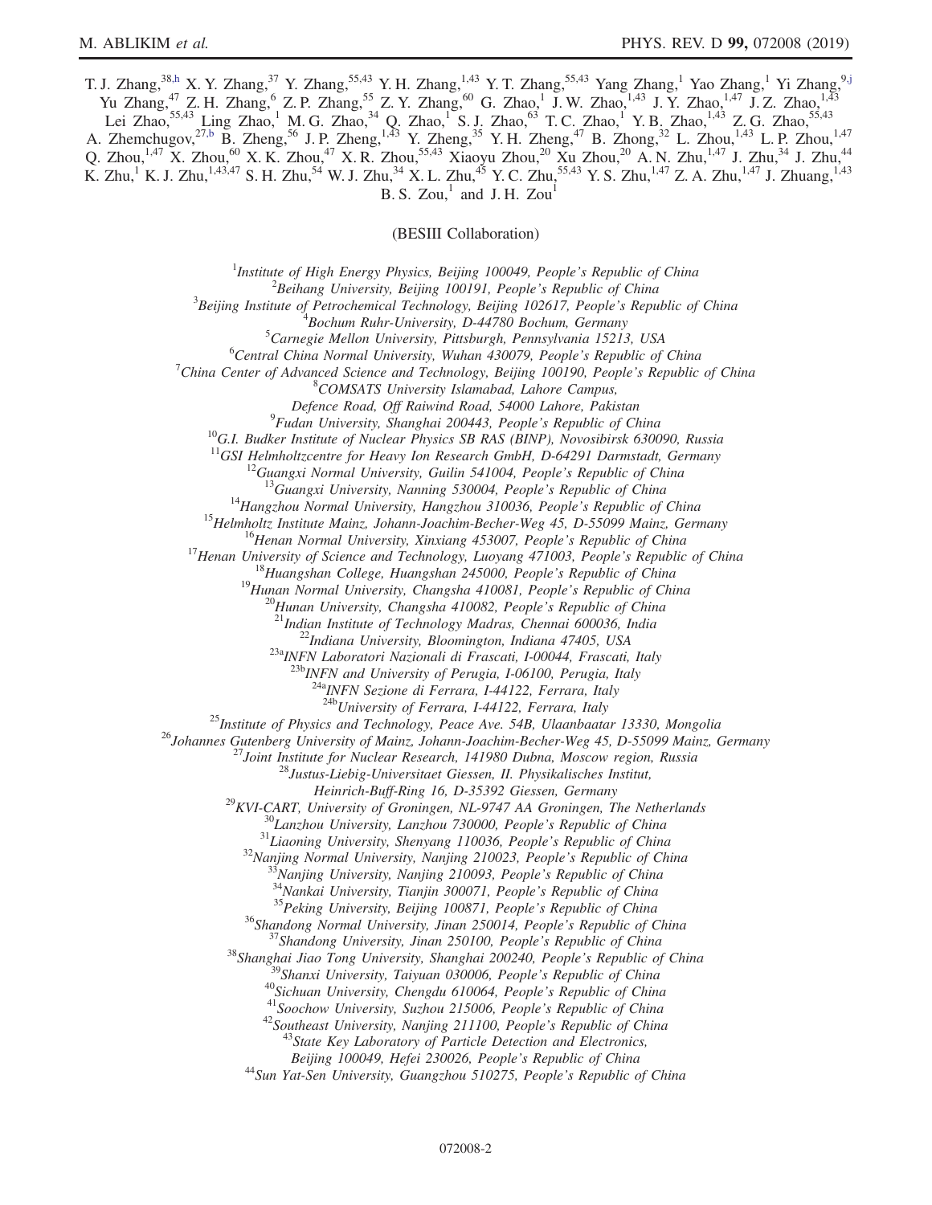T. J. Zhang,[38,h] X. Y. Zhang,[37] Y. Zhang,[55,43] Y. H. Zhang,[1,43] Y. T. Zhang,[55,43] Yang Zhang,[1] Yao Zhang,[1] Yi Zhang,[9,j] Yu Zhang,[47] Z. H. Zhang,[6] Z. P. Zhang,[55] Z. Y. Zhang,[60] G. Zhao,[1] J. W. Zhao,[1,43] J. Y. Zhao,[1,47] J. Z. Zhao,[1,43] Lei Zhao,[55,43] Ling Zhao,[1] M. G. Zhao,[34] Q. Zhao,[1] S. J. Zhao,[63] T. C. Zhao,[1] Y. B. Zhao,[1,43] Z. G. Zhao,[55,43] A. Zhemchugov,[27,b] B. Zheng,[56] J. P. Zheng,[1,43] Y. Zheng,[35] Y. H. Zheng,[47] B. Zhong,[32] L. Zhou,[1,43] L. P. Zhou,[1,47] Q. Zhou,[1,47] X. Zhou,[60] X. K. Zhou,[47] X. R. Zhou,[55,43] Xiaoyu Zhou,[20] Xu Zhou,[20] A. N. Zhu,[1,47] J. Zhu,[34] J. Zhu,[44] K. Zhu,[1] K. J. Zhu,[1,43,47] S. H. Zhu,[54] W. J. Zhu,[34] X. L. Zhu,[45] Y. C. Zhu,[55,43] Y. S. Zhu,[1,47] Z. A. Zhu,[1,47] J. Zhuang,[1,43] B. S. Zou,[1] and J. H. Zou[1]

(BESIII Collaboration)

[1]*Institute of High Energy Physics, Beijing 100049, People's Republic of China*
[2]*Beihang University, Beijing 100191, People's Republic of China*
[3]*Beijing Institute of Petrochemical Technology, Beijing 102617, People's Republic of China*
[4]*Bochum Ruhr-University, D-44780 Bochum, Germany*
[5]*Carnegie Mellon University, Pittsburgh, Pennsylvania 15213, USA*
[6]*Central China Normal University, Wuhan 430079, People's Republic of China*
[7]*China Center of Advanced Science and Technology, Beijing 100190, People's Republic of China*
[8]*COMSATS University Islamabad, Lahore Campus, Defence Road, Off Raiwind Road, 54000 Lahore, Pakistan*
[9]*Fudan University, Shanghai 200443, People's Republic of China*
[10]*G.I. Budker Institute of Nuclear Physics SB RAS (BINP), Novosibirsk 630090, Russia*
[11]*GSI Helmholtzcentre for Heavy Ion Research GmbH, D-64291 Darmstadt, Germany*
[12]*Guangxi Normal University, Guilin 541004, People's Republic of China*
[13]*Guangxi University, Nanning 530004, People's Republic of China*
[14]*Hangzhou Normal University, Hangzhou 310036, People's Republic of China*
[15]*Helmholtz Institute Mainz, Johann-Joachim-Becher-Weg 45, D-55099 Mainz, Germany*
[16]*Henan Normal University, Xinxiang 453007, People's Republic of China*
[17]*Henan University of Science and Technology, Luoyang 471003, People's Republic of China*
[18]*Huangshan College, Huangshan 245000, People's Republic of China*
[19]*Hunan Normal University, Changsha 410081, People's Republic of China*
[20]*Hunan University, Changsha 410082, People's Republic of China*
[21]*Indian Institute of Technology Madras, Chennai 600036, India*
[22]*Indiana University, Bloomington, Indiana 47405, USA*
[23a]*INFN Laboratori Nazionali di Frascati, I-00044, Frascati, Italy*
[23b]*INFN and University of Perugia, I-06100, Perugia, Italy*
[24a]*INFN Sezione di Ferrara, I-44122, Ferrara, Italy*
[24b]*University of Ferrara, I-44122, Ferrara, Italy*
[25]*Institute of Physics and Technology, Peace Ave. 54B, Ulaanbaatar 13330, Mongolia*
[26]*Johannes Gutenberg University of Mainz, Johann-Joachim-Becher-Weg 45, D-55099 Mainz, Germany*
[27]*Joint Institute for Nuclear Research, 141980 Dubna, Moscow region, Russia*
[28]*Justus-Liebig-Universitaet Giessen, II. Physikalisches Institut, Heinrich-Buff-Ring 16, D-35392 Giessen, Germany*
[29]*KVI-CART, University of Groningen, NL-9747 AA Groningen, The Netherlands*
[30]*Lanzhou University, Lanzhou 730000, People's Republic of China*
[31]*Liaoning University, Shenyang 110036, People's Republic of China*
[32]*Nanjing Normal University, Nanjing 210023, People's Republic of China*
[33]*Nanjing University, Nanjing 210093, People's Republic of China*
[34]*Nankai University, Tianjin 300071, People's Republic of China*
[35]*Peking University, Beijing 100871, People's Republic of China*
[36]*Shandong Normal University, Jinan 250014, People's Republic of China*
[37]*Shandong University, Jinan 250100, People's Republic of China*
[38]*Shanghai Jiao Tong University, Shanghai 200240, People's Republic of China*
[39]*Shanxi University, Taiyuan 030006, People's Republic of China*
[40]*Sichuan University, Chengdu 610064, People's Republic of China*
[41]*Soochow University, Suzhou 215006, People's Republic of China*
[42]*Southeast University, Nanjing 211100, People's Republic of China*
[43]*State Key Laboratory of Particle Detection and Electronics, Beijing 100049, Hefei 230026, People's Republic of China*
[44]*Sun Yat-Sen University, Guangzhou 510275, People's Republic of China*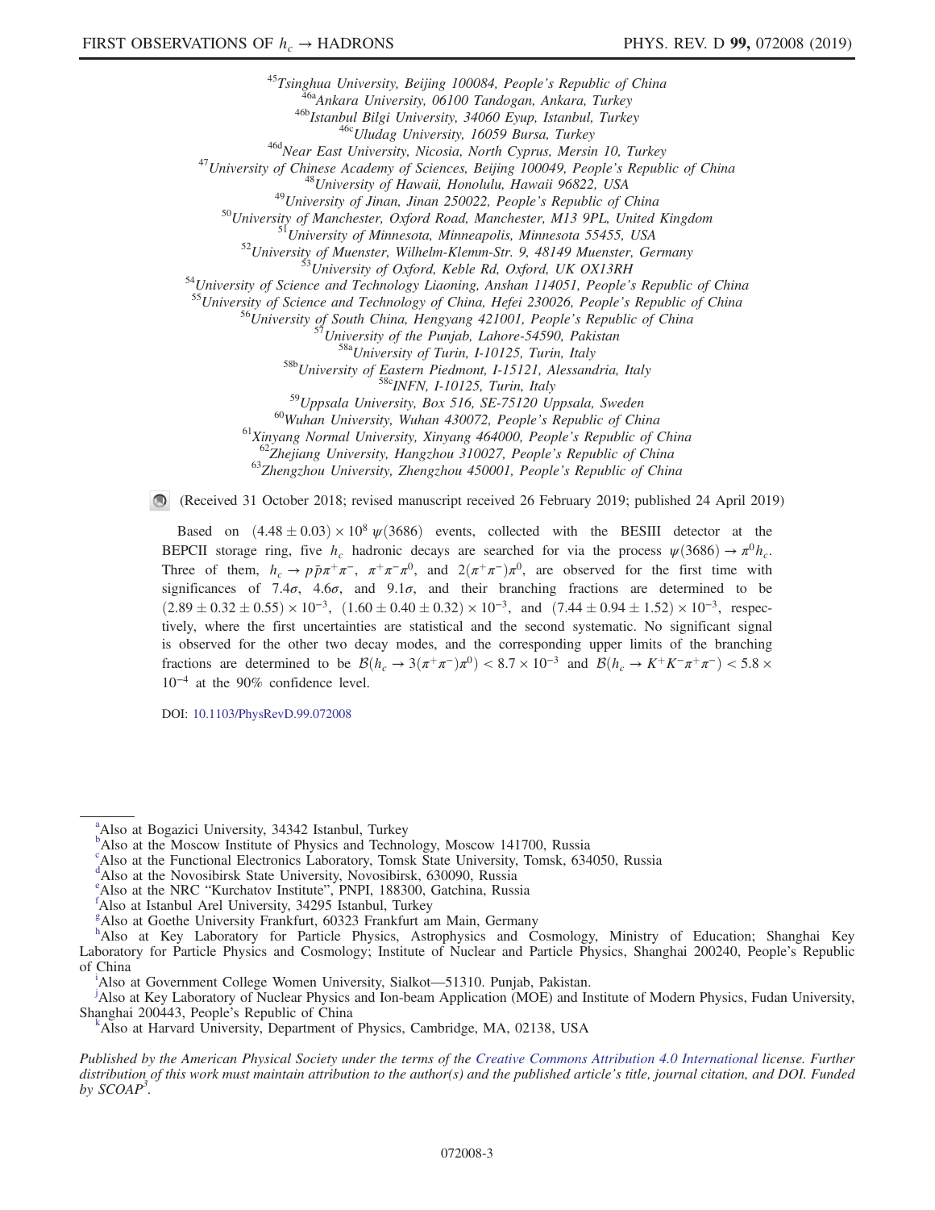[45] *Tsinghua University, Beijing 100084, People's Republic of China*
[46a] *Ankara University, 06100 Tandogan, Ankara, Turkey*
[46b] *Istanbul Bilgi University, 34060 Eyup, Istanbul, Turkey*
[46c] *Uludag University, 16059 Bursa, Turkey*
[46d] *Near East University, Nicosia, North Cyprus, Mersin 10, Turkey*
[47] *University of Chinese Academy of Sciences, Beijing 100049, People's Republic of China*
[48] *University of Hawaii, Honolulu, Hawaii 96822, USA*
[49] *University of Jinan, Jinan 250022, People's Republic of China*
[50] *University of Manchester, Oxford Road, Manchester, M13 9PL, United Kingdom*
[51] *University of Minnesota, Minneapolis, Minnesota 55455, USA*
[52] *University of Muenster, Wilhelm-Klemm-Str. 9, 48149 Muenster, Germany*
[53] *University of Oxford, Keble Rd, Oxford, UK OX13RH*
[54] *University of Science and Technology Liaoning, Anshan 114051, People's Republic of China*
[55] *University of Science and Technology of China, Hefei 230026, People's Republic of China*
[56] *University of South China, Hengyang 421001, People's Republic of China*
[57] *University of the Punjab, Lahore-54590, Pakistan*
[58a] *University of Turin, I-10125, Turin, Italy*
[58b] *University of Eastern Piedmont, I-15121, Alessandria, Italy*
[58c] *INFN, I-10125, Turin, Italy*
[59] *Uppsala University, Box 516, SE-75120 Uppsala, Sweden*
[60] *Wuhan University, Wuhan 430072, People's Republic of China*
[61] *Xinyang Normal University, Xinyang 464000, People's Republic of China*
[62] *Zhejiang University, Hangzhou 310027, People's Republic of China*
[63] *Zhengzhou University, Zhengzhou 450001, People's Republic of China*

(Received 31 October 2018; revised manuscript received 26 February 2019; published 24 April 2019)

Based on $(4.48 \pm 0.03) \times 10^8$ $\psi(3686)$ events, collected with the BESIII detector at the BEPCII storage ring, five $h_c$ hadronic decays are searched for via the process $\psi(3686) \to \pi^0 h_c$. Three of them, $h_c \to p\bar{p}\pi^+\pi^-$, $\pi^+\pi^-\pi^0$, and $2(\pi^+\pi^-)\pi^0$, are observed for the first time with significances of $7.4\sigma$, $4.6\sigma$, and $9.1\sigma$, and their branching fractions are determined to be $(2.89 \pm 0.32 \pm 0.55) \times 10^{-3}$, $(1.60 \pm 0.40 \pm 0.32) \times 10^{-3}$, and $(7.44 \pm 0.94 \pm 1.52) \times 10^{-3}$, respectively, where the first uncertainties are statistical and the second systematic. No significant signal is observed for the other two decay modes, and the corresponding upper limits of the branching fractions are determined to be $\mathcal{B}(h_c \to 3(\pi^+\pi^-)\pi^0) < 8.7 \times 10^{-3}$ and $\mathcal{B}(h_c \to K^+K^-\pi^+\pi^-) < 5.8 \times 10^{-4}$ at the 90% confidence level.

DOI: 10.1103/PhysRevD.99.072008

[a] Also at Bogazici University, 34342 Istanbul, Turkey
[b] Also at the Moscow Institute of Physics and Technology, Moscow 141700, Russia
[c] Also at the Functional Electronics Laboratory, Tomsk State University, Tomsk, 634050, Russia
[d] Also at the Novosibirsk State University, Novosibirsk, 630090, Russia
[e] Also at the NRC "Kurchatov Institute", PNPI, 188300, Gatchina, Russia
[f] Also at Istanbul Arel University, 34295 Istanbul, Turkey
[g] Also at Goethe University Frankfurt, 60323 Frankfurt am Main, Germany
[h] Also at Key Laboratory for Particle Physics, Astrophysics and Cosmology, Ministry of Education; Shanghai Key Laboratory for Particle Physics and Cosmology; Institute of Nuclear and Particle Physics, Shanghai 200240, People's Republic of China
[i] Also at Government College Women University, Sialkot—51310. Punjab, Pakistan.
[j] Also at Key Laboratory of Nuclear Physics and Ion-beam Application (MOE) and Institute of Modern Physics, Fudan University, Shanghai 200443, People's Republic of China
[k] Also at Harvard University, Department of Physics, Cambridge, MA, 02138, USA

*Published by the American Physical Society under the terms of the Creative Commons Attribution 4.0 International license. Further distribution of this work must maintain attribution to the author(s) and the published article's title, journal citation, and DOI. Funded by SCOAP*[3].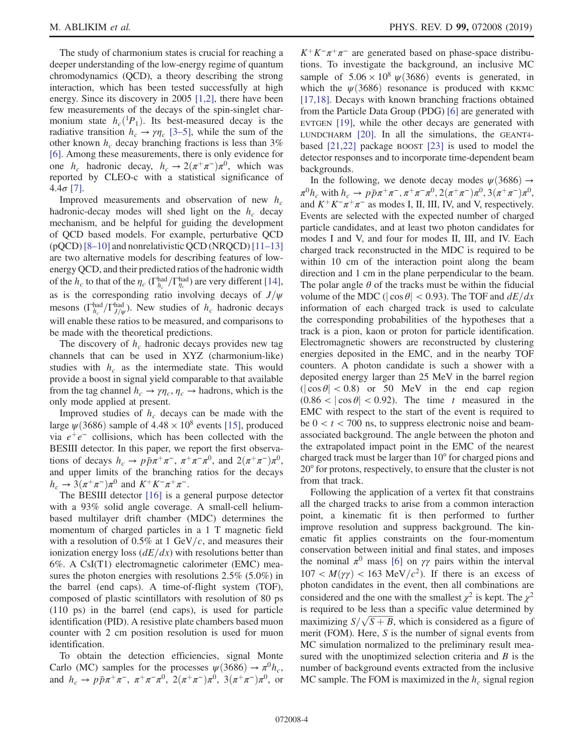The study of charmonium states is crucial for reaching a deeper understanding of the low-energy regime of quantum chromodynamics (QCD), a theory describing the strong interaction, which has been tested successfully at high energy. Since its discovery in 2005 [1,2], there have been few measurements of the decays of the spin-singlet charmonium state $h_c(^1P_1)$. Its best-measured decay is the radiative transition $h_c \to \gamma\eta_c$ [3–5], while the sum of the other known $h_c$ decay branching fractions is less than 3% [6]. Among these measurements, there is only evidence for one $h_c$ hadronic decay, $h_c \to 2(\pi^+\pi^-)\pi^0$, which was reported by CLEO-c with a statistical significance of $4.4\sigma$ [7].

Improved measurements and observation of new $h_c$ hadronic-decay modes will shed light on the $h_c$ decay mechanism, and be helpful for guiding the development of QCD based models. For example, perturbative QCD (pQCD) [8–10] and nonrelativistic QCD (NRQCD) [11–13] are two alternative models for describing features of low-energy QCD, and their predicted ratios of the hadronic width of the $h_c$ to that of the $\eta_c$ ($\Gamma^{\rm had}_{h_c}/\Gamma^{\rm had}_{\eta_c}$) are very different [14], as is the corresponding ratio involving decays of $J/\psi$ mesons ($\Gamma^{\rm had}_{h_c}/\Gamma^{\rm had}_{J/\psi}$). New studies of $h_c$ hadronic decays will enable these ratios to be measured, and comparisons to be made with the theoretical predictions.

The discovery of $h_c$ hadronic decays provides new tag channels that can be used in XYZ (charmonium-like) studies with $h_c$ as the intermediate state. This would provide a boost in signal yield comparable to that available from the tag channel $h_c \to \gamma\eta_c$, $\eta_c \to$ hadrons, which is the only mode applied at present.

Improved studies of $h_c$ decays can be made with the large $\psi(3686)$ sample of $4.48 \times 10^8$ events [15], produced via $e^+e^-$ collisions, which has been collected with the BESIII detector. In this paper, we report the first observations of decays $h_c \to p\bar{p}\pi^+\pi^-$, $\pi^+\pi^-\pi^0$, and $2(\pi^+\pi^-)\pi^0$, and upper limits of the branching ratios for the decays $h_c \to 3(\pi^+\pi^-)\pi^0$ and $K^+K^-\pi^+\pi^-$.

The BESIII detector [16] is a general purpose detector with a 93% solid angle coverage. A small-cell helium-based multilayer drift chamber (MDC) determines the momentum of charged particles in a 1 T magnetic field with a resolution of 0.5% at 1 GeV/$c$, and measures their ionization energy loss ($dE/dx$) with resolutions better than 6%. A CsI(Tl) electromagnetic calorimeter (EMC) measures the photon energies with resolutions 2.5% (5.0%) in the barrel (end caps). A time-of-flight system (TOF), composed of plastic scintillators with resolution of 80 ps (110 ps) in the barrel (end caps), is used for particle identification (PID). A resistive plate chambers based muon counter with 2 cm position resolution is used for muon identification.

To obtain the detection efficiencies, signal Monte Carlo (MC) samples for the processes $\psi(3686) \to \pi^0 h_c$, and $h_c \to p\bar{p}\pi^+\pi^-$, $\pi^+\pi^-\pi^0$, $2(\pi^+\pi^-)\pi^0$, $3(\pi^+\pi^-)\pi^0$, or $K^+K^-\pi^+\pi^-$ are generated based on phase-space distributions. To investigate the background, an inclusive MC sample of $5.06 \times 10^8$ $\psi(3686)$ events is generated, in which the $\psi(3686)$ resonance is produced with KKMC [17,18]. Decays with known branching fractions obtained from the Particle Data Group (PDG) [6] are generated with EVTGEN [19], while the other decays are generated with LUNDCHARM [20]. In all the simulations, the GEANT4-based [21,22] package BOOST [23] is used to model the detector responses and to incorporate time-dependent beam backgrounds.

In the following, we denote decay modes $\psi(3686) \to \pi^0 h_c$ with $h_c \to p\bar{p}\pi^+\pi^-$, $\pi^+\pi^-\pi^0$, $2(\pi^+\pi^-)\pi^0$, $3(\pi^+\pi^-)\pi^0$, and $K^+K^-\pi^+\pi^-$ as modes I, II, III, IV, and V, respectively. Events are selected with the expected number of charged particle candidates, and at least two photon candidates for modes I and V, and four for modes II, III, and IV. Each charged track reconstructed in the MDC is required to be within 10 cm of the interaction point along the beam direction and 1 cm in the plane perpendicular to the beam. The polar angle $\theta$ of the tracks must be within the fiducial volume of the MDC ($|\cos\theta| < 0.93$). The TOF and $dE/dx$ information of each charged track is used to calculate the corresponding probabilities of the hypotheses that a track is a pion, kaon or proton for particle identification. Electromagnetic showers are reconstructed by clustering energies deposited in the EMC, and in the nearby TOF counters. A photon candidate is such a shower with a deposited energy larger than 25 MeV in the barrel region ($|\cos\theta| < 0.8$) or 50 MeV in the end cap region ($0.86 < |\cos\theta| < 0.92$). The time $t$ measured in the EMC with respect to the start of the event is required to be $0 < t < 700$ ns, to suppress electronic noise and beam-associated background. The angle between the photon and the extrapolated impact point in the EMC of the nearest charged track must be larger than 10° for charged pions and 20° for protons, respectively, to ensure that the cluster is not from that track.

Following the application of a vertex fit that constrains all the charged tracks to arise from a common interaction point, a kinematic fit is then performed to further improve resolution and suppress background. The kinematic fit applies constraints on the four-momentum conservation between initial and final states, and imposes the nominal $\pi^0$ mass [6] on $\gamma\gamma$ pairs within the interval $107 < M(\gamma\gamma) < 163$ MeV/$c^2$). If there is an excess of photon candidates in the event, then all combinations are considered and the one with the smallest $\chi^2$ is kept. The $\chi^2$ is required to be less than a specific value determined by maximizing $S/\sqrt{S+B}$, which is considered as a figure of merit (FOM). Here, $S$ is the number of signal events from MC simulation normalized to the preliminary result measured with the unoptimized selection criteria and $B$ is the number of background events extracted from the inclusive MC sample. The FOM is maximized in the $h_c$ signal region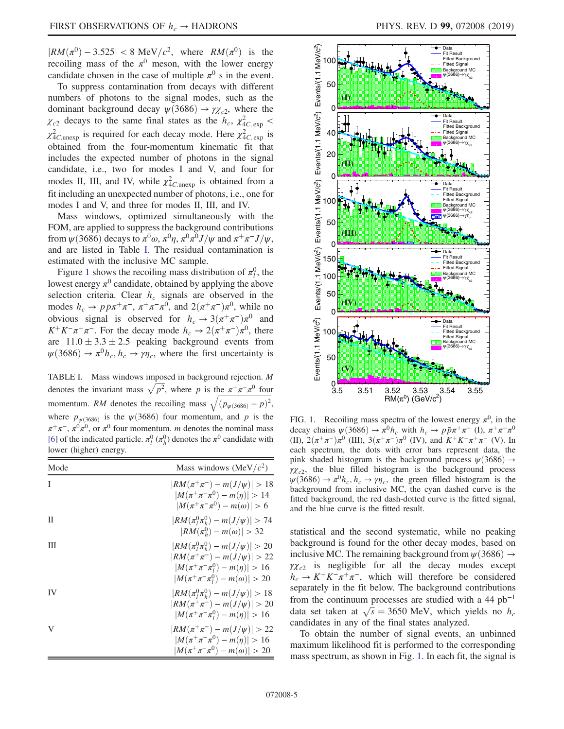$|RM(\pi^0) - 3.525| < 8$ MeV/$c^2$, where $RM(\pi^0)$ is the recoiling mass of the $\pi^0$ meson, with the lower energy candidate chosen in the case of multiple $\pi^0$ s in the event.

To suppress contamination from decays with different numbers of photons to the signal modes, such as the dominant background decay $\psi(3686) \to \gamma\chi_{c2}$, where the $\chi_{c2}$ decays to the same final states as the $h_c$, $\chi^2_{4C,\exp} < \chi^2_{4C,\mathrm{unexp}}$ is required for each decay mode. Here $\chi^2_{4C,\exp}$ is obtained from the four-momentum kinematic fit that includes the expected number of photons in the signal candidate, i.e., two for modes I and V, and four for modes II, III, and IV, while $\chi^2_{4C,\mathrm{unexp}}$ is obtained from a fit including an unexpected number of photons, i.e., one for modes I and V, and three for modes II, III, and IV.

Mass windows, optimized simultaneously with the FOM, are applied to suppress the background contributions from $\psi(3686)$ decays to $\pi^0\omega$, $\pi^0\eta$, $\pi^0\pi^0 J/\psi$ and $\pi^+\pi^- J/\psi$, and are listed in Table I. The residual contamination is estimated with the inclusive MC sample.

Figure 1 shows the recoiling mass distribution of $\pi^0_l$, the lowest energy $\pi^0$ candidate, obtained by applying the above selection criteria. Clear $h_c$ signals are observed in the modes $h_c \to p\bar{p}\pi^+\pi^-$, $\pi^+\pi^-\pi^0$, and $2(\pi^+\pi^-)\pi^0$, while no obvious signal is observed for $h_c \to 3(\pi^+\pi^-)\pi^0$ and $K^+K^-\pi^+\pi^-$. For the decay mode $h_c \to 2(\pi^+\pi^-)\pi^0$, there are $11.0 \pm 3.3 \pm 2.5$ peaking background events from $\psi(3686) \to \pi^0 h_c, h_c \to \gamma\eta_c$, where the first uncertainty is statistical and the second systematic, while no peaking background is found for the other decay modes, based on inclusive MC. The remaining background from $\psi(3686) \to \gamma\chi_{c2}$ is negligible for all the decay modes except $h_c \to K^+K^-\pi^+\pi^-$, which will therefore be considered separately in the fit below. The background contributions from the continuum processes are studied with a 44 pb$^{-1}$ data set taken at $\sqrt{s} = 3650$ MeV, which yields no $h_c$ candidates in any of the final states analyzed.

To obtain the number of signal events, an unbinned maximum likelihood fit is performed to the corresponding mass spectrum, as shown in Fig. 1. In each fit, the signal is

TABLE I. Mass windows imposed in background rejection. $M$ denotes the invariant mass $\sqrt{p^2}$, where $p$ is the $\pi^+\pi^-\pi^0$ four momentum. $RM$ denotes the recoiling mass $\sqrt{(p_{\psi(3686)} - p)^2}$, where $p_{\psi(3686)}$ is the $\psi(3686)$ four momentum, and $p$ is the $\pi^+\pi^-$, $\pi^0\pi^0$, or $\pi^0$ four momentum. $m$ denotes the nominal mass [6] of the indicated particle. $\pi^0_l$ ($\pi^0_h$) denotes the $\pi^0$ candidate with lower (higher) energy.

| Mode | Mass windows (MeV/$c^2$) |
|---|---|
| I | $\lvert RM(\pi^+\pi^-) - m(J/\psi)\rvert > 18$ <br> $\lvert M(\pi^+\pi^-\pi^0) - m(\eta)\rvert > 14$ <br> $\lvert M(\pi^+\pi^-\pi^0) - m(\omega)\rvert > 6$ |
| II | $\lvert RM(\pi^0_l\pi^0_h) - m(J/\psi)\rvert > 74$ <br> $\lvert RM(\pi^0_h) - m(\omega)\rvert > 32$ |
| III | $\lvert RM(\pi^0_l\pi^0_h) - m(J/\psi)\rvert > 20$ <br> $\lvert RM(\pi^+\pi^-) - m(J/\psi)\rvert > 22$ <br> $\lvert M(\pi^+\pi^-\pi^0_l) - m(\eta)\rvert > 16$ <br> $\lvert M(\pi^+\pi^-\pi^0_l) - m(\omega)\rvert > 20$ |
| IV | $\lvert RM(\pi^0_l\pi^0_h) - m(J/\psi)\rvert > 18$ <br> $\lvert RM(\pi^+\pi^-) - m(J/\psi)\rvert > 20$ <br> $\lvert M(\pi^+\pi^-\pi^0_l) - m(\eta)\rvert > 16$ |
| V | $\lvert RM(\pi^+\pi^-) - m(J/\psi)\rvert > 22$ <br> $\lvert M(\pi^+\pi^-\pi^0) - m(\eta)\rvert > 16$ <br> $\lvert M(\pi^+\pi^-\pi^0) - m(\omega)\rvert > 20$ |

FIG. 1. Recoiling mass spectra of the lowest energy $\pi^0$, in the decay chains $\psi(3686) \to \pi^0 h_c$ with $h_c \to p\bar{p}\pi^+\pi^-$ (I), $\pi^+\pi^-\pi^0$ (II), $2(\pi^+\pi^-)\pi^0$ (III), $3(\pi^+\pi^-)\pi^0$ (IV), and $K^+K^-\pi^+\pi^-$ (V). In each spectrum, the dots with error bars represent data, the pink shaded histogram is the background process $\psi(3686) \to \gamma\chi_{c2}$, the blue filled histogram is the background process $\psi(3686) \to \pi^0 h_c, h_c \to \gamma\eta_c$, the green filled histogram is the background from inclusive MC, the cyan dashed curve is the fitted background, the red dash-dotted curve is the fitted signal, and the blue curve is the fitted result.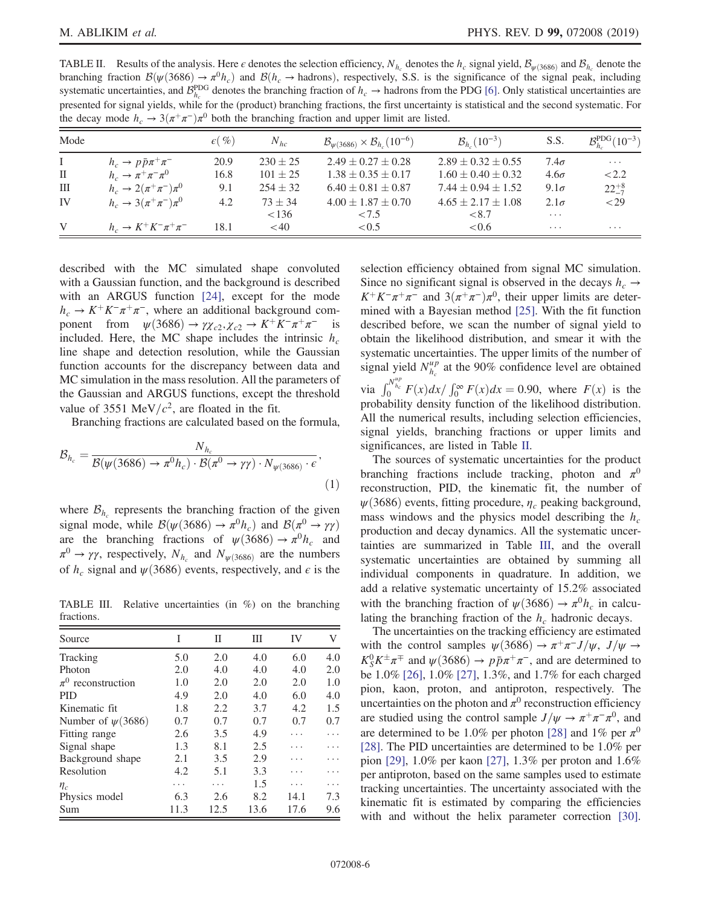TABLE II. Results of the analysis. Here $\epsilon$ denotes the selection efficiency, $N_{h_c}$ denotes the $h_c$ signal yield, $\mathcal{B}_{\psi(3686)}$ and $\mathcal{B}_{h_c}$ denote the branching fraction $\mathcal{B}(\psi(3686) \to \pi^0 h_c)$ and $\mathcal{B}(h_c \to \text{hadrons})$, respectively, S.S. is the significance of the signal peak, including systematic uncertainties, and $\mathcal{B}_{h_c}^{\text{PDG}}$ denotes the branching fraction of $h_c \to$ hadrons from the PDG [6]. Only statistical uncertainties are presented for signal yields, while for the (product) branching fractions, the first uncertainty is statistical and the second systematic. For the decay mode $h_c \to 3(\pi^+\pi^-)\pi^0$ both the branching fraction and upper limit are listed.

| Mode | | $\epsilon(\%)$ | $N_{hc}$ | $\mathcal{B}_{\psi(3686)} \times \mathcal{B}_{h_c}(10^{-6})$ | $\mathcal{B}_{h_c}(10^{-3})$ | S.S. | $\mathcal{B}_{h_c}^{\text{PDG}}(10^{-3})$ |
|---|---|---|---|---|---|---|---|
| I | $h_c \to p\bar{p}\pi^+\pi^-$ | 20.9 | $230 \pm 25$ | $2.49 \pm 0.27 \pm 0.28$ | $2.89 \pm 0.32 \pm 0.55$ | $7.4\sigma$ | $\cdots$ |
| II | $h_c \to \pi^+\pi^-\pi^0$ | 16.8 | $101 \pm 25$ | $1.38 \pm 0.35 \pm 0.17$ | $1.60 \pm 0.40 \pm 0.32$ | $4.6\sigma$ | $<2.2$ |
| III | $h_c \to 2(\pi^+\pi^-)\pi^0$ | 9.1 | $254 \pm 32$ | $6.40 \pm 0.81 \pm 0.87$ | $7.44 \pm 0.94 \pm 1.52$ | $9.1\sigma$ | $22^{+8}_{-7}$ |
| IV | $h_c \to 3(\pi^+\pi^-)\pi^0$ | 4.2 | $73 \pm 34$ | $4.00 \pm 1.87 \pm 0.70$ | $4.65 \pm 2.17 \pm 1.08$ | $2.1\sigma$ | $<29$ |
| | | | $<136$ | $<7.5$ | $<8.7$ | $\cdots$ | |
| V | $h_c \to K^+K^-\pi^+\pi^-$ | 18.1 | $<40$ | $<0.5$ | $<0.6$ | $\cdots$ | $\cdots$ |

described with the MC simulated shape convoluted with a Gaussian function, and the background is described with an ARGUS function [24], except for the mode $h_c \to K^+K^-\pi^+\pi^-$, where an additional background component from $\psi(3686) \to \gamma\chi_{c2}, \chi_{c2} \to K^+K^-\pi^+\pi^-$ is included. Here, the MC shape includes the intrinsic $h_c$ line shape and detection resolution, while the Gaussian function accounts for the discrepancy between data and MC simulation in the mass resolution. All the parameters of the Gaussian and ARGUS functions, except the threshold value of 3551 MeV/$c^2$, are floated in the fit.

Branching fractions are calculated based on the formula,

$$\mathcal{B}_{h_c} = \frac{N_{h_c}}{\mathcal{B}(\psi(3686) \to \pi^0 h_c) \cdot \mathcal{B}(\pi^0 \to \gamma\gamma) \cdot N_{\psi(3686)} \cdot \epsilon}, \tag{1}$$

where $\mathcal{B}_{h_c}$ represents the branching fraction of the given signal mode, while $\mathcal{B}(\psi(3686) \to \pi^0 h_c)$ and $\mathcal{B}(\pi^0 \to \gamma\gamma)$ are the branching fractions of $\psi(3686) \to \pi^0 h_c$ and $\pi^0 \to \gamma\gamma$, respectively, $N_{h_c}$ and $N_{\psi(3686)}$ are the numbers of $h_c$ signal and $\psi(3686)$ events, respectively, and $\epsilon$ is the selection efficiency obtained from signal MC simulation. Since no significant signal is observed in the decays $h_c \to K^+K^-\pi^+\pi^-$ and $3(\pi^+\pi^-)\pi^0$, their upper limits are determined with a Bayesian method [25]. With the fit function described before, we scan the number of signal yield to obtain the likelihood distribution, and smear it with the systematic uncertainties. The upper limits of the number of signal yield $N_{h_c}^{up}$ at the 90% confidence level are obtained via $\int_0^{N_{h_c}^{up}} F(x)dx / \int_0^{\infty} F(x)dx = 0.90$, where $F(x)$ is the probability density function of the likelihood distribution. All the numerical results, including selection efficiencies, signal yields, branching fractions or upper limits and significances, are listed in Table II.

The sources of systematic uncertainties for the product branching fractions include tracking, photon and $\pi^0$ reconstruction, PID, the kinematic fit, the number of $\psi(3686)$ events, fitting procedure, $\eta_c$ peaking background, mass windows and the physics model describing the $h_c$ production and decay dynamics. All the systematic uncertainties are summarized in Table III, and the overall systematic uncertainties are obtained by summing all individual components in quadrature. In addition, we add a relative systematic uncertainty of 15.2% associated with the branching fraction of $\psi(3686) \to \pi^0 h_c$ in calculating the branching fraction of the $h_c$ hadronic decays.

TABLE III. Relative uncertainties (in %) on the branching fractions.

| Source | I | II | III | IV | V |
|---|---|---|---|---|---|
| Tracking | 5.0 | 2.0 | 4.0 | 6.0 | 4.0 |
| Photon | 2.0 | 4.0 | 4.0 | 4.0 | 2.0 |
| $\pi^0$ reconstruction | 1.0 | 2.0 | 2.0 | 2.0 | 1.0 |
| PID | 4.9 | 2.0 | 4.0 | 6.0 | 4.0 |
| Kinematic fit | 1.8 | 2.2 | 3.7 | 4.2 | 1.5 |
| Number of $\psi(3686)$ | 0.7 | 0.7 | 0.7 | 0.7 | 0.7 |
| Fitting range | 2.6 | 3.5 | 4.9 | $\cdots$ | $\cdots$ |
| Signal shape | 1.3 | 8.1 | 2.5 | $\cdots$ | $\cdots$ |
| Background shape | 2.1 | 3.5 | 2.9 | $\cdots$ | $\cdots$ |
| Resolution | 4.2 | 5.1 | 3.3 | $\cdots$ | $\cdots$ |
| $\eta_c$ | $\cdots$ | $\cdots$ | 1.5 | $\cdots$ | $\cdots$ |
| Physics model | 6.3 | 2.6 | 8.2 | 14.1 | 7.3 |
| Sum | 11.3 | 12.5 | 13.6 | 17.6 | 9.6 |

The uncertainties on the tracking efficiency are estimated with the control samples $\psi(3686) \to \pi^+\pi^- J/\psi$, $J/\psi \to K_S^0 K^\pm \pi^\mp$ and $\psi(3686) \to p\bar{p}\pi^+\pi^-$, and are determined to be 1.0% [26], 1.0% [27], 1.3%, and 1.7% for each charged pion, kaon, proton, and antiproton, respectively. The uncertainties on the photon and $\pi^0$ reconstruction efficiency are studied using the control sample $J/\psi \to \pi^+\pi^-\pi^0$, and are determined to be 1.0% per photon [28] and 1% per $\pi^0$ [28]. The PID uncertainties are determined to be 1.0% per pion [29], 1.0% per kaon [27], 1.3% per proton and 1.6% per antiproton, based on the same samples used to estimate tracking uncertainties. The uncertainty associated with the kinematic fit is estimated by comparing the efficiencies with and without the helix parameter correction [30].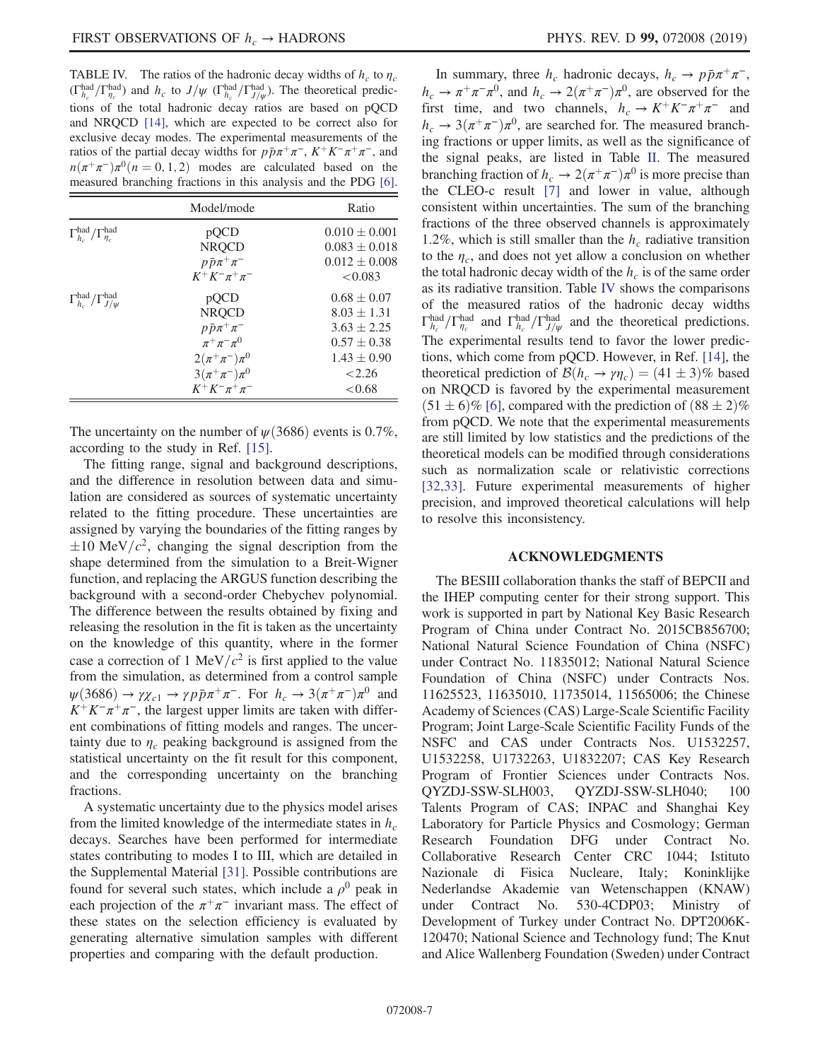TABLE IV. The ratios of the hadronic decay widths of $h_c$ to $\eta_c$ ($\Gamma^{\rm had}_{h_c}/\Gamma^{\rm had}_{\eta_c}$) and $h_c$ to $J/\psi$ ($\Gamma^{\rm had}_{h_c}/\Gamma^{\rm had}_{J/\psi}$). The theoretical predictions of the total hadronic decay ratios are based on pQCD and NRQCD [14], which are expected to be correct also for exclusive decay modes. The experimental measurements of the ratios of the partial decay widths for $p\bar{p}\pi^+\pi^-$, $K^+K^-\pi^+\pi^-$, and $n(\pi^+\pi^-)\pi^0(n = 0, 1, 2)$ modes are calculated based on the measured branching fractions in this analysis and the PDG [6].

| | Model/mode | Ratio |
|---|---|---|
| $\Gamma^{\rm had}_{h_c}/\Gamma^{\rm had}_{\eta_c}$ | pQCD | $0.010 \pm 0.001$ |
| | NRQCD | $0.083 \pm 0.018$ |
| | $p\bar{p}\pi^+\pi^-$ | $0.012 \pm 0.008$ |
| | $K^+K^-\pi^+\pi^-$ | $<0.083$ |
| $\Gamma^{\rm had}_{h_c}/\Gamma^{\rm had}_{J/\psi}$ | pQCD | $0.68 \pm 0.07$ |
| | NRQCD | $8.03 \pm 1.31$ |
| | $p\bar{p}\pi^+\pi^-$ | $3.63 \pm 2.25$ |
| | $\pi^+\pi^-\pi^0$ | $0.57 \pm 0.38$ |
| | $2(\pi^+\pi^-)\pi^0$ | $1.43 \pm 0.90$ |
| | $3(\pi^+\pi^-)\pi^0$ | $<2.26$ |
| | $K^+K^-\pi^+\pi^-$ | $<0.68$ |

The uncertainty on the number of $\psi(3686)$ events is 0.7%, according to the study in Ref. [15].

The fitting range, signal and background descriptions, and the difference in resolution between data and simulation are considered as sources of systematic uncertainty related to the fitting procedure. These uncertainties are assigned by varying the boundaries of the fitting ranges by $\pm 10$ MeV/$c^2$, changing the signal description from the shape determined from the simulation to a Breit-Wigner function, and replacing the ARGUS function describing the background with a second-order Chebychev polynomial. The difference between the results obtained by fixing and releasing the resolution in the fit is taken as the uncertainty on the knowledge of this quantity, where in the former case a correction of 1 MeV/$c^2$ is first applied to the value from the simulation, as determined from a control sample $\psi(3686) \to \gamma\chi_{c1} \to \gamma p\bar{p}\pi^+\pi^-$. For $h_c \to 3(\pi^+\pi^-)\pi^0$ and $K^+K^-\pi^+\pi^-$, the largest upper limits are taken with different combinations of fitting models and ranges. The uncertainty due to $\eta_c$ peaking background is assigned from the statistical uncertainty on the fit result for this component, and the corresponding uncertainty on the branching fractions.

A systematic uncertainty due to the physics model arises from the limited knowledge of the intermediate states in $h_c$ decays. Searches have been performed for intermediate states contributing to modes I to III, which are detailed in the Supplemental Material [31]. Possible contributions are found for several such states, which include a $\rho^0$ peak in each projection of the $\pi^+\pi^-$ invariant mass. The effect of these states on the selection efficiency is evaluated by generating alternative simulation samples with different properties and comparing with the default production.

In summary, three $h_c$ hadronic decays, $h_c \to p\bar{p}\pi^+\pi^-$, $h_c \to \pi^+\pi^-\pi^0$, and $h_c \to 2(\pi^+\pi^-)\pi^0$, are observed for the first time, and two channels, $h_c \to K^+K^-\pi^+\pi^-$ and $h_c \to 3(\pi^+\pi^-)\pi^0$, are searched for. The measured branching fractions or upper limits, as well as the significance of the signal peaks, are listed in Table II. The measured branching fraction of $h_c \to 2(\pi^+\pi^-)\pi^0$ is more precise than the CLEO-c result [7] and lower in value, although consistent within uncertainties. The sum of the branching fractions of the three observed channels is approximately 1.2%, which is still smaller than the $h_c$ radiative transition to the $\eta_c$, and does not yet allow a conclusion on whether the total hadronic decay width of the $h_c$ is of the same order as its radiative transition. Table IV shows the comparisons of the measured ratios of the hadronic decay widths $\Gamma^{\rm had}_{h_c}/\Gamma^{\rm had}_{\eta_c}$ and $\Gamma^{\rm had}_{h_c}/\Gamma^{\rm had}_{J/\psi}$ and the theoretical predictions. The experimental results tend to favor the lower predictions, which come from pQCD. However, in Ref. [14], the theoretical prediction of $\mathcal{B}(h_c \to \gamma\eta_c) = (41 \pm 3)\%$ based on NRQCD is favored by the experimental measurement $(51 \pm 6)\%$ [6], compared with the prediction of $(88 \pm 2)\%$ from pQCD. We note that the experimental measurements are still limited by low statistics and the predictions of the theoretical models can be modified through considerations such as normalization scale or relativistic corrections [32,33]. Future experimental measurements of higher precision, and improved theoretical calculations will help to resolve this inconsistency.

## ACKNOWLEDGMENTS

The BESIII collaboration thanks the staff of BEPCII and the IHEP computing center for their strong support. This work is supported in part by National Key Basic Research Program of China under Contract No. 2015CB856700; National Natural Science Foundation of China (NSFC) under Contract No. 11835012; National Natural Science Foundation of China (NSFC) under Contracts Nos. 11625523, 11635010, 11735014, 11565006; the Chinese Academy of Sciences (CAS) Large-Scale Scientific Facility Program; Joint Large-Scale Scientific Facility Funds of the NSFC and CAS under Contracts Nos. U1532257, U1532258, U1732263, U1832207; CAS Key Research Program of Frontier Sciences under Contracts Nos. QYZDJ-SSW-SLH003, QYZDJ-SSW-SLH040; 100 Talents Program of CAS; INPAC and Shanghai Key Laboratory for Particle Physics and Cosmology; German Research Foundation DFG under Contract No. Collaborative Research Center CRC 1044; Istituto Nazionale di Fisica Nucleare, Italy; Koninklijke Nederlandse Akademie van Wetenschappen (KNAW) under Contract No. 530-4CDP03; Ministry of Development of Turkey under Contract No. DPT2006K-120470; National Science and Technology fund; The Knut and Alice Wallenberg Foundation (Sweden) under Contract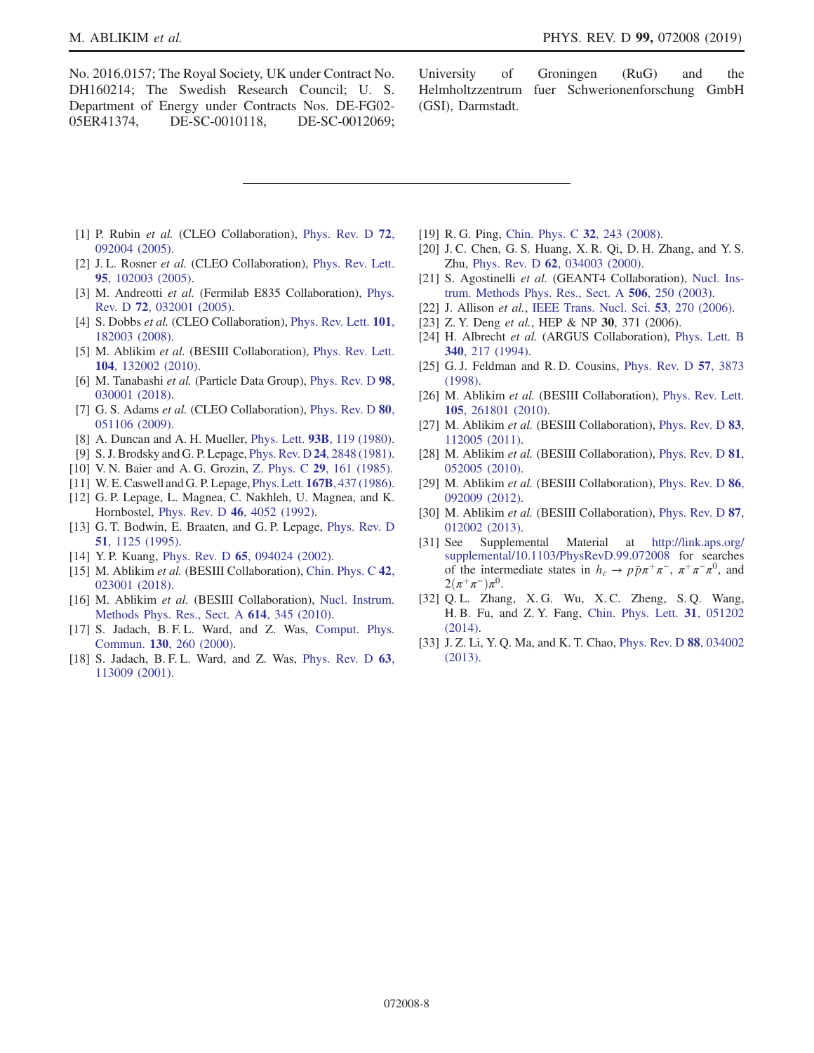No. 2016.0157; The Royal Society, UK under Contract No. DH160214; The Swedish Research Council; U. S. Department of Energy under Contracts Nos. DE-FG02-05ER41374, DE-SC-0010118, DE-SC-0012069; University of Groningen (RuG) and the Helmholtzzentrum fuer Schwerionenforschung GmbH (GSI), Darmstadt.

---

[1] P. Rubin *et al.* (CLEO Collaboration), Phys. Rev. D **72**, 092004 (2005).

[2] J. L. Rosner *et al.* (CLEO Collaboration), Phys. Rev. Lett. **95**, 102003 (2005).

[3] M. Andreotti *et al.* (Fermilab E835 Collaboration), Phys. Rev. D **72**, 032001 (2005).

[4] S. Dobbs *et al.* (CLEO Collaboration), Phys. Rev. Lett. **101**, 182003 (2008).

[5] M. Ablikim *et al.* (BESIII Collaboration), Phys. Rev. Lett. **104**, 132002 (2010).

[6] M. Tanabashi *et al.* (Particle Data Group), Phys. Rev. D **98**, 030001 (2018).

[7] G. S. Adams *et al.* (CLEO Collaboration), Phys. Rev. D **80**, 051106 (2009).

[8] A. Duncan and A. H. Mueller, Phys. Lett. **93B**, 119 (1980).

[9] S. J. Brodsky and G. P. Lepage, Phys. Rev. D **24**, 2848 (1981).

[10] V. N. Baier and A. G. Grozin, Z. Phys. C **29**, 161 (1985).

[11] W. E. Caswell and G. P. Lepage, Phys. Lett. **167B**, 437 (1986).

[12] G. P. Lepage, L. Magnea, C. Nakhleh, U. Magnea, and K. Hornbostel, Phys. Rev. D **46**, 4052 (1992).

[13] G. T. Bodwin, E. Braaten, and G. P. Lepage, Phys. Rev. D **51**, 1125 (1995).

[14] Y. P. Kuang, Phys. Rev. D **65**, 094024 (2002).

[15] M. Ablikim *et al.* (BESIII Collaboration), Chin. Phys. C **42**, 023001 (2018).

[16] M. Ablikim *et al.* (BESIII Collaboration), Nucl. Instrum. Methods Phys. Res., Sect. A **614**, 345 (2010).

[17] S. Jadach, B. F. L. Ward, and Z. Was, Comput. Phys. Commun. **130**, 260 (2000).

[18] S. Jadach, B. F. L. Ward, and Z. Was, Phys. Rev. D **63**, 113009 (2001).

[19] R. G. Ping, Chin. Phys. C **32**, 243 (2008).

[20] J. C. Chen, G. S. Huang, X. R. Qi, D. H. Zhang, and Y. S. Zhu, Phys. Rev. D **62**, 034003 (2000).

[21] S. Agostinelli *et al.* (GEANT4 Collaboration), Nucl. Instrum. Methods Phys. Res., Sect. A **506**, 250 (2003).

[22] J. Allison *et al.*, IEEE Trans. Nucl. Sci. **53**, 270 (2006).

[23] Z. Y. Deng *et al.*, HEP & NP **30**, 371 (2006).

[24] H. Albrecht *et al.* (ARGUS Collaboration), Phys. Lett. B **340**, 217 (1994).

[25] G. J. Feldman and R. D. Cousins, Phys. Rev. D **57**, 3873 (1998).

[26] M. Ablikim *et al.* (BESIII Collaboration), Phys. Rev. Lett. **105**, 261801 (2010).

[27] M. Ablikim *et al.* (BESIII Collaboration), Phys. Rev. D **83**, 112005 (2011).

[28] M. Ablikim *et al.* (BESIII Collaboration), Phys. Rev. D **81**, 052005 (2010).

[29] M. Ablikim *et al.* (BESIII Collaboration), Phys. Rev. D **86**, 092009 (2012).

[30] M. Ablikim *et al.* (BESIII Collaboration), Phys. Rev. D **87**, 012002 (2013).

[31] See Supplemental Material at http://link.aps.org/supplemental/10.1103/PhysRevD.99.072008 for searches of the intermediate states in $h_c \to p\bar{p}\pi^+\pi^-$, $\pi^+\pi^-\pi^0$, and $2(\pi^+\pi^-)\pi^0$.

[32] Q. L. Zhang, X. G. Wu, X. C. Zheng, S. Q. Wang, H. B. Fu, and Z. Y. Fang, Chin. Phys. Lett. **31**, 051202 (2014).

[33] J. Z. Li, Y. Q. Ma, and K. T. Chao, Phys. Rev. D **88**, 034002 (2013).